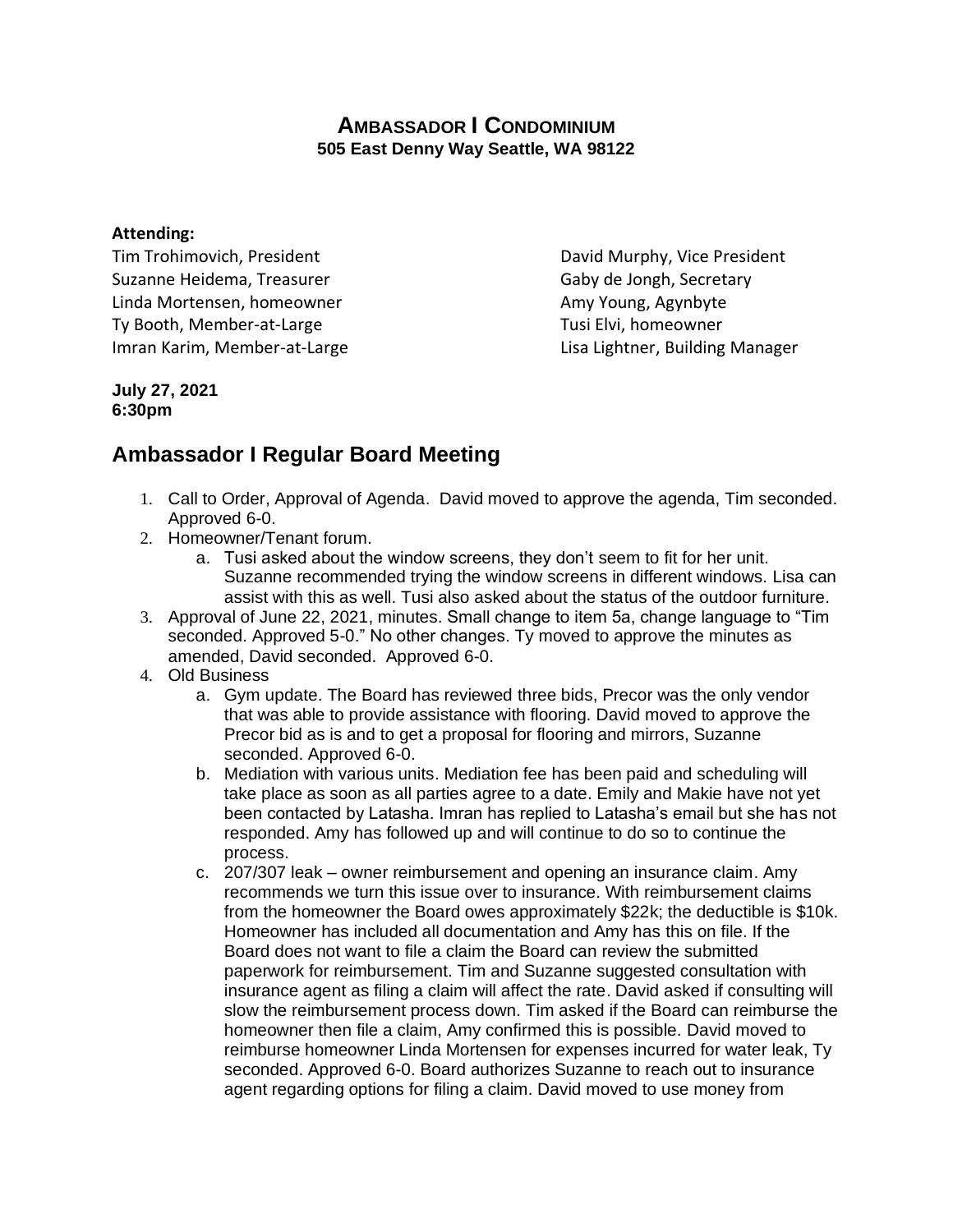# Ambassador I Condominium

**505 East Denny Way Seattle, WA 98122**

**Attending:**

Tim Trohimovich, President
David Murphy, Vice President
Suzanne Heidema, Treasurer
Gaby de Jongh, Secretary
Linda Mortensen, homeowner
Amy Young, Agynbyte
Ty Booth, Member-at-Large
Tusi Elvi, homeowner
Imran Karim, Member-at-Large
Lisa Lightner, Building Manager

**July 27, 2021**
**6:30pm**

## Ambassador I Regular Board Meeting

1. Call to Order, Approval of Agenda. David moved to approve the agenda, Tim seconded. Approved 6-0.
2. Homeowner/Tenant forum.
   a. Tusi asked about the window screens, they don't seem to fit for her unit. Suzanne recommended trying the window screens in different windows. Lisa can assist with this as well. Tusi also asked about the status of the outdoor furniture.
3. Approval of June 22, 2021, minutes. Small change to item 5a, change language to "Tim seconded. Approved 5-0." No other changes. Ty moved to approve the minutes as amended, David seconded. Approved 6-0.
4. Old Business
   a. Gym update. The Board has reviewed three bids, Precor was the only vendor that was able to provide assistance with flooring. David moved to approve the Precor bid as is and to get a proposal for flooring and mirrors, Suzanne seconded. Approved 6-0.
   b. Mediation with various units. Mediation fee has been paid and scheduling will take place as soon as all parties agree to a date. Emily and Makie have not yet been contacted by Latasha. Imran has replied to Latasha's email but she has not responded. Amy has followed up and will continue to do so to continue the process.
   c. 207/307 leak – owner reimbursement and opening an insurance claim. Amy recommends we turn this issue over to insurance. With reimbursement claims from the homeowner the Board owes approximately $22k; the deductible is $10k. Homeowner has included all documentation and Amy has this on file. If the Board does not want to file a claim the Board can review the submitted paperwork for reimbursement. Tim and Suzanne suggested consultation with insurance agent as filing a claim will affect the rate. David asked if consulting will slow the reimbursement process down. Tim asked if the Board can reimburse the homeowner then file a claim, Amy confirmed this is possible. David moved to reimburse homeowner Linda Mortensen for expenses incurred for water leak, Ty seconded. Approved 6-0. Board authorizes Suzanne to reach out to insurance agent regarding options for filing a claim. David moved to use money from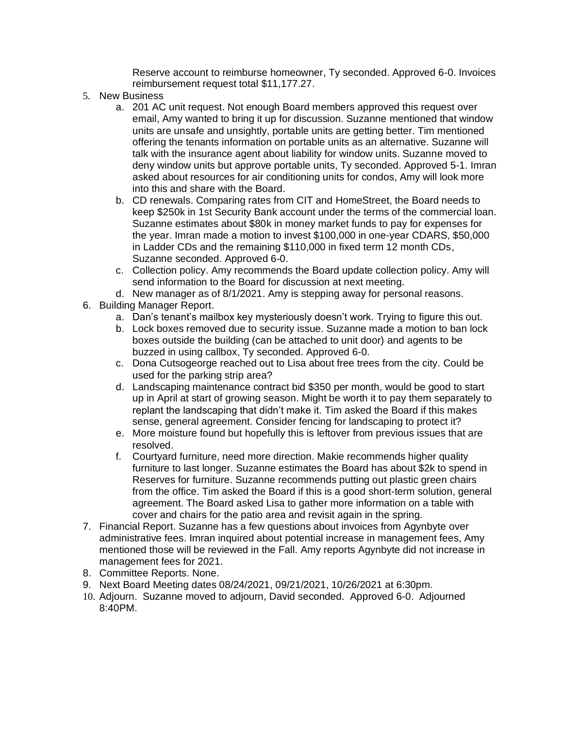Reserve account to reimburse homeowner, Ty seconded. Approved 6-0. Invoices reimbursement request total $11,177.27.

5. New Business
   a. 201 AC unit request. Not enough Board members approved this request over email, Amy wanted to bring it up for discussion. Suzanne mentioned that window units are unsafe and unsightly, portable units are getting better. Tim mentioned offering the tenants information on portable units as an alternative. Suzanne will talk with the insurance agent about liability for window units. Suzanne moved to deny window units but approve portable units, Ty seconded. Approved 5-1. Imran asked about resources for air conditioning units for condos, Amy will look more into this and share with the Board.
   b. CD renewals. Comparing rates from CIT and HomeStreet, the Board needs to keep $250k in 1st Security Bank account under the terms of the commercial loan. Suzanne estimates about $80k in money market funds to pay for expenses for the year. Imran made a motion to invest $100,000 in one-year CDARS, $50,000 in Ladder CDs and the remaining $110,000 in fixed term 12 month CDs, Suzanne seconded. Approved 6-0.
   c. Collection policy. Amy recommends the Board update collection policy. Amy will send information to the Board for discussion at next meeting.
   d. New manager as of 8/1/2021. Amy is stepping away for personal reasons.
6. Building Manager Report.
   a. Dan's tenant's mailbox key mysteriously doesn't work. Trying to figure this out.
   b. Lock boxes removed due to security issue. Suzanne made a motion to ban lock boxes outside the building (can be attached to unit door) and agents to be buzzed in using callbox, Ty seconded. Approved 6-0.
   c. Dona Cutsogeorge reached out to Lisa about free trees from the city. Could be used for the parking strip area?
   d. Landscaping maintenance contract bid $350 per month, would be good to start up in April at start of growing season. Might be worth it to pay them separately to replant the landscaping that didn't make it. Tim asked the Board if this makes sense, general agreement. Consider fencing for landscaping to protect it?
   e. More moisture found but hopefully this is leftover from previous issues that are resolved.
   f. Courtyard furniture, need more direction. Makie recommends higher quality furniture to last longer. Suzanne estimates the Board has about $2k to spend in Reserves for furniture. Suzanne recommends putting out plastic green chairs from the office. Tim asked the Board if this is a good short-term solution, general agreement. The Board asked Lisa to gather more information on a table with cover and chairs for the patio area and revisit again in the spring.
7. Financial Report. Suzanne has a few questions about invoices from Agynbyte over administrative fees. Imran inquired about potential increase in management fees, Amy mentioned those will be reviewed in the Fall. Amy reports Agynbyte did not increase in management fees for 2021.
8. Committee Reports. None.
9. Next Board Meeting dates 08/24/2021, 09/21/2021, 10/26/2021 at 6:30pm.
10. Adjourn. Suzanne moved to adjourn, David seconded. Approved 6-0. Adjourned 8:40PM.